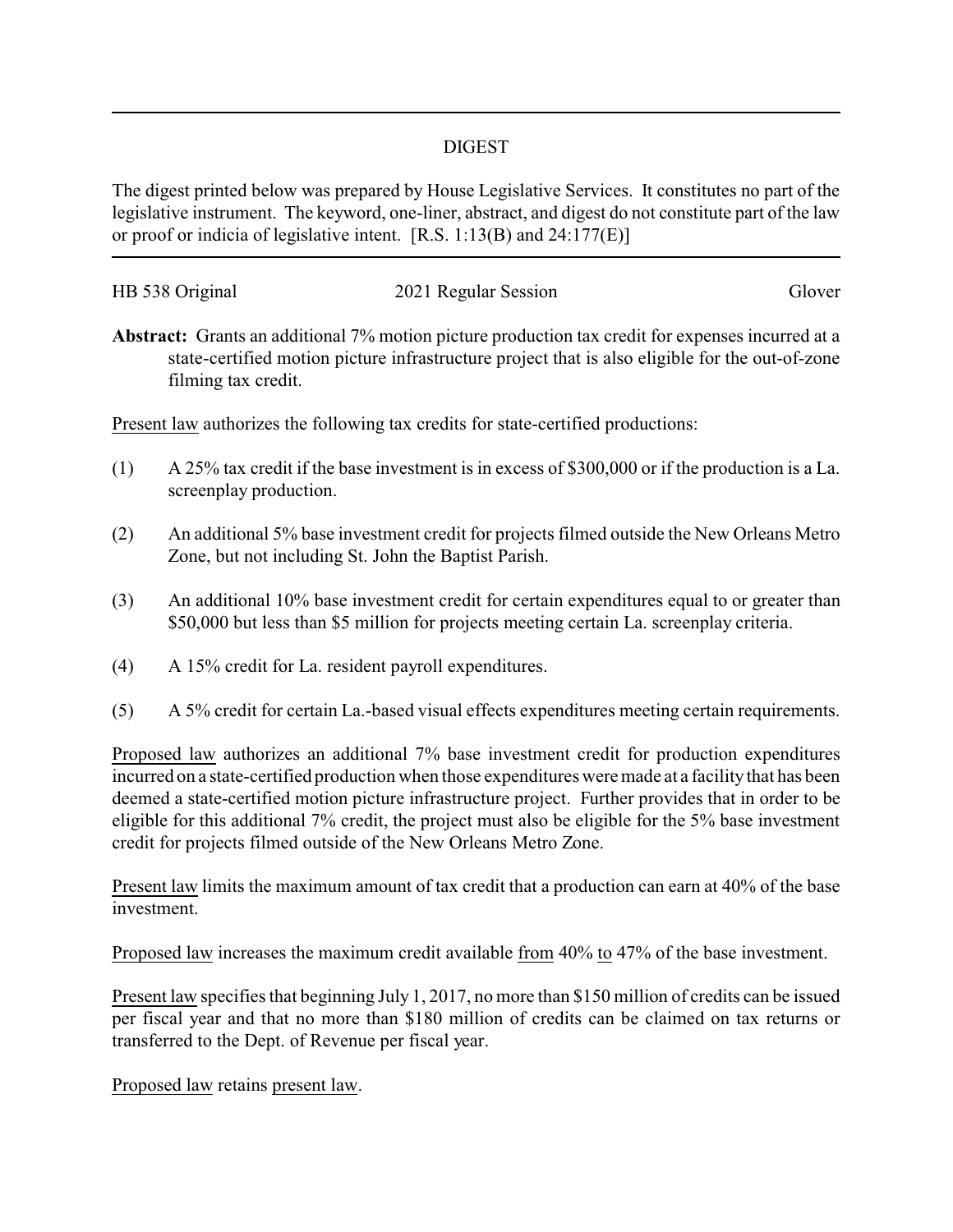# DIGEST

The digest printed below was prepared by House Legislative Services. It constitutes no part of the legislative instrument. The keyword, one-liner, abstract, and digest do not constitute part of the law or proof or indicia of legislative intent. [R.S. 1:13(B) and 24:177(E)]

HB 538 Original | 2021 Regular Session | Glover

**Abstract:** Grants an additional 7% motion picture production tax credit for expenses incurred at a state-certified motion picture infrastructure project that is also eligible for the out-of-zone filming tax credit.

Present law authorizes the following tax credits for state-certified productions:

(1) A 25% tax credit if the base investment is in excess of $300,000 or if the production is a La. screenplay production.

(2) An additional 5% base investment credit for projects filmed outside the New Orleans Metro Zone, but not including St. John the Baptist Parish.

(3) An additional 10% base investment credit for certain expenditures equal to or greater than $50,000 but less than $5 million for projects meeting certain La. screenplay criteria.

(4) A 15% credit for La. resident payroll expenditures.

(5) A 5% credit for certain La.-based visual effects expenditures meeting certain requirements.

Proposed law authorizes an additional 7% base investment credit for production expenditures incurred on a state-certified production when those expenditures were made at a facility that has been deemed a state-certified motion picture infrastructure project. Further provides that in order to be eligible for this additional 7% credit, the project must also be eligible for the 5% base investment credit for projects filmed outside of the New Orleans Metro Zone.

Present law limits the maximum amount of tax credit that a production can earn at 40% of the base investment.

Proposed law increases the maximum credit available from 40% to 47% of the base investment.

Present law specifies that beginning July 1, 2017, no more than $150 million of credits can be issued per fiscal year and that no more than $180 million of credits can be claimed on tax returns or transferred to the Dept. of Revenue per fiscal year.

Proposed law retains present law.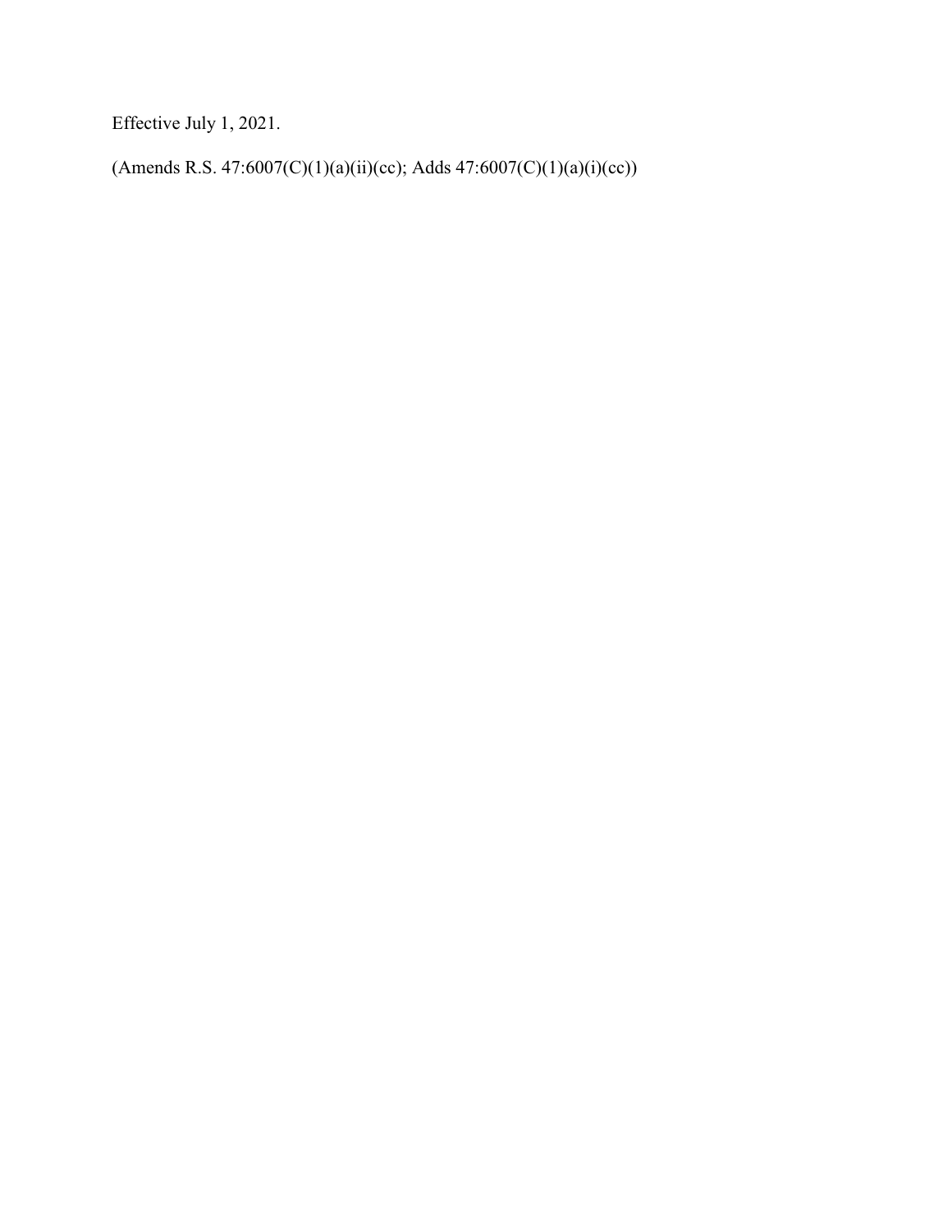Effective July 1, 2021.

(Amends R.S. 47:6007(C)(1)(a)(ii)(cc); Adds 47:6007(C)(1)(a)(i)(cc))